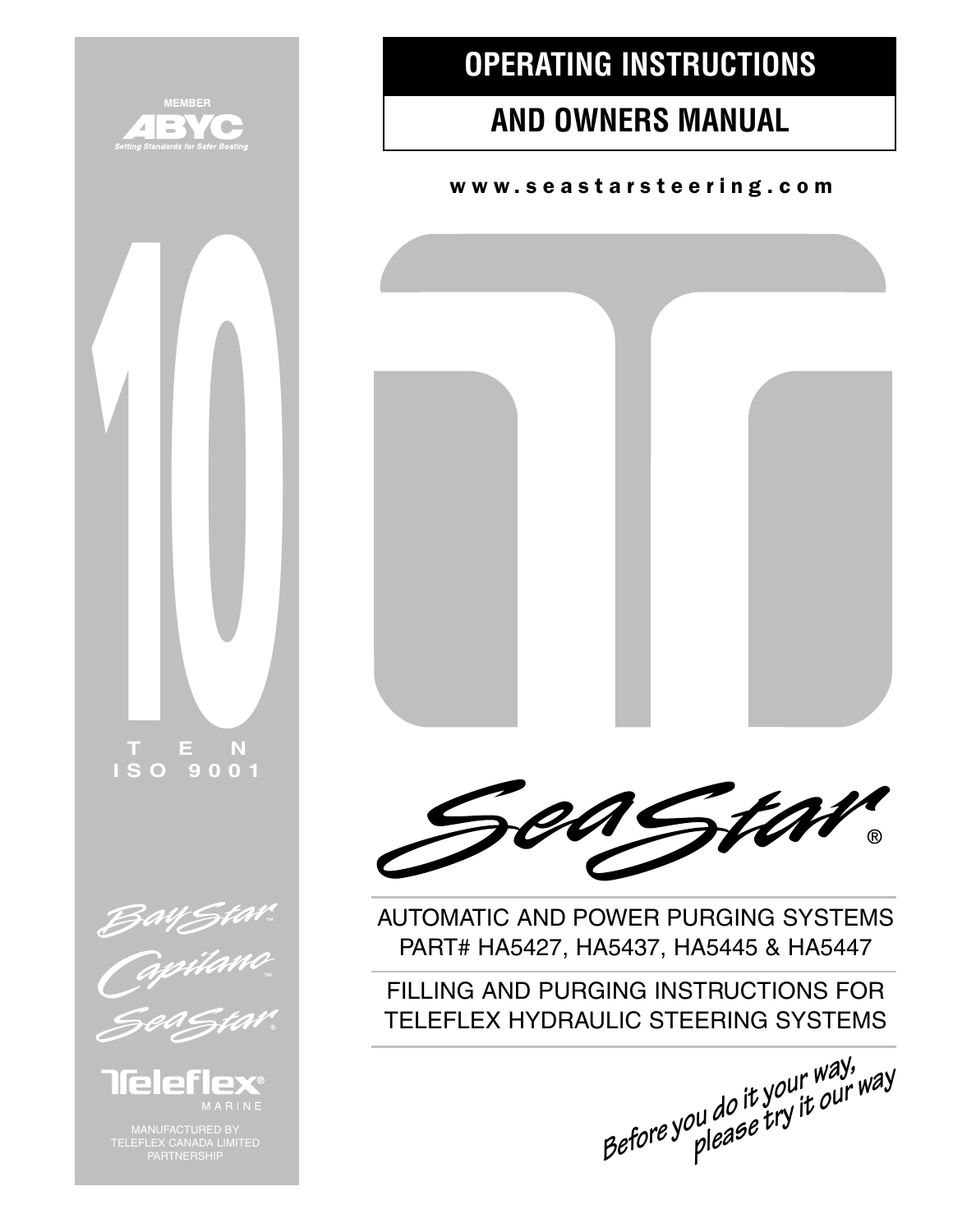MEMBER

ABYC

*Setting Standards for Safer Boating*

10

T E N

I S O 9 0 0 1

BayStar™

Capilano™

SeaStar®

Teleflex®

MARINE

MANUFACTURED BY TELEFLEX CANADA LIMITED PARTNERSHIP

# OPERATING INSTRUCTIONS

# AND OWNERS MANUAL

**www.seastarsteering.com**

SeaStar®

AUTOMATIC AND POWER PURGING SYSTEMS
PART# HA5427, HA5437, HA5445 & HA5447

FILLING AND PURGING INSTRUCTIONS FOR TELEFLEX HYDRAULIC STEERING SYSTEMS

*Before you do it your way, please try it our way*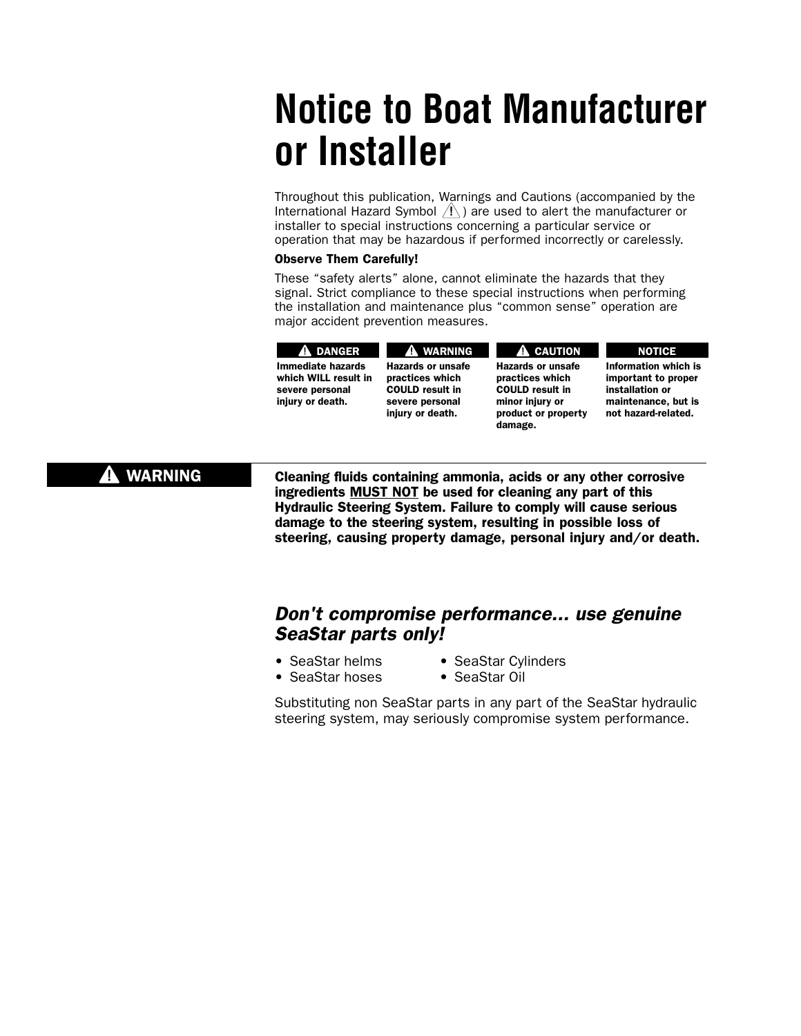# Notice to Boat Manufacturer or Installer

Throughout this publication, Warnings and Cautions (accompanied by the International Hazard Symbol ⚠) are used to alert the manufacturer or installer to special instructions concerning a particular service or operation that may be hazardous if performed incorrectly or carelessly.

**Observe Them Carefully!**

These "safety alerts" alone, cannot eliminate the hazards that they signal. Strict compliance to these special instructions when performing the installation and maintenance plus "common sense" operation are major accident prevention measures.

| ⚠ DANGER | ⚠ WARNING | ⚠ CAUTION | NOTICE |
|---|---|---|---|
| **Immediate hazards which WILL result in severe personal injury or death.** | **Hazards or unsafe practices which COULD result in severe personal injury or death.** | **Hazards or unsafe practices which COULD result in minor injury or product or property damage.** | **Information which is important to proper installation or maintenance, but is not hazard-related.** |

**⚠ WARNING**

**Cleaning fluids containing ammonia, acids or any other corrosive ingredients <u>MUST NOT</u> be used for cleaning any part of this Hydraulic Steering System. Failure to comply will cause serious damage to the steering system, resulting in possible loss of steering, causing property damage, personal injury and/or death.**

## *Don't compromise performance... use genuine SeaStar parts only!*

- SeaStar helms
- SeaStar hoses
- SeaStar Cylinders
- SeaStar Oil

Substituting non SeaStar parts in any part of the SeaStar hydraulic steering system, may seriously compromise system performance.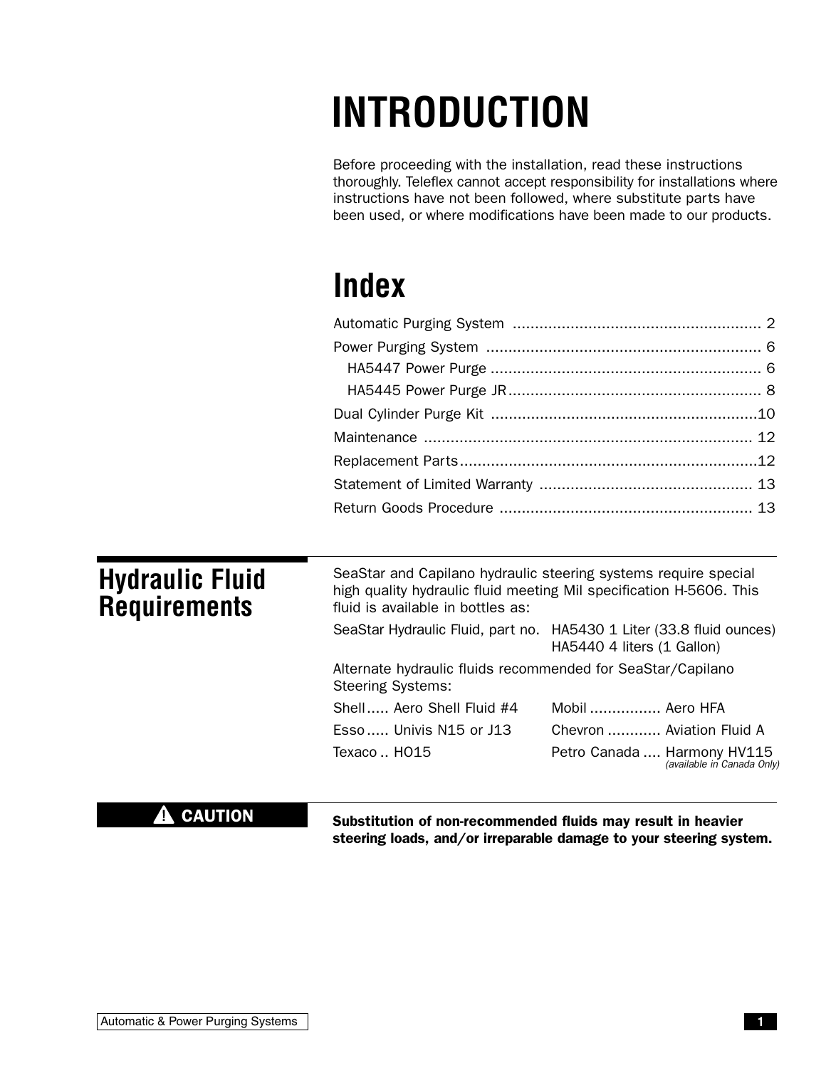# INTRODUCTION

Before proceeding with the installation, read these instructions thoroughly. Teleflex cannot accept responsibility for installations where instructions have not been followed, where substitute parts have been used, or where modifications have been made to our products.

# Index

| Section | Page |
|---|---|
| Automatic Purging System | 2 |
| Power Purging System | 6 |
| HA5447 Power Purge | 6 |
| HA5445 Power Purge JR | 8 |
| Dual Cylinder Purge Kit | 10 |
| Maintenance | 12 |
| Replacement Parts | 12 |
| Statement of Limited Warranty | 13 |
| Return Goods Procedure | 13 |

## Hydraulic Fluid Requirements

SeaStar and Capilano hydraulic steering systems require special high quality hydraulic fluid meeting Mil specification H-5606. This fluid is available in bottles as:

SeaStar Hydraulic Fluid, part no. HA5430 1 Liter (33.8 fluid ounces)
HA5440 4 liters (1 Gallon)

Alternate hydraulic fluids recommended for SeaStar/Capilano Steering Systems:

| | |
|---|---|
| Shell ..... Aero Shell Fluid #4 | Mobil ................ Aero HFA |
| Esso ..... Univis N15 or J13 | Chevron ............ Aviation Fluid A |
| Texaco .. HO15 | Petro Canada .... Harmony HV115 *(available in Canada Only)* |

**⚠ CAUTION**

**Substitution of non-recommended fluids may result in heavier steering loads, and/or irreparable damage to your steering system.**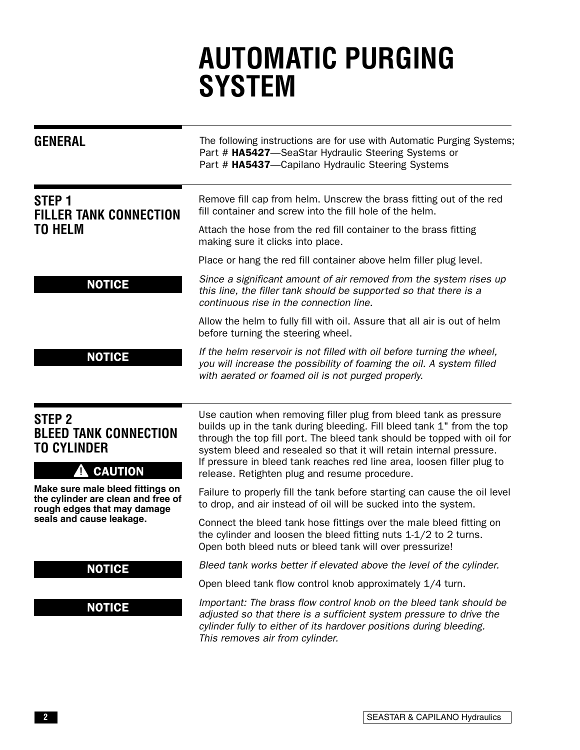# AUTOMATIC PURGING SYSTEM

## GENERAL

The following instructions are for use with Automatic Purging Systems; Part # **HA5427**—SeaStar Hydraulic Steering Systems or Part # **HA5437**—Capilano Hydraulic Steering Systems

## STEP 1 FILLER TANK CONNECTION TO HELM

Remove fill cap from helm. Unscrew the brass fitting out of the red fill container and screw into the fill hole of the helm.

Attach the hose from the red fill container to the brass fitting making sure it clicks into place.

Place or hang the red fill container above helm filler plug level.

**NOTICE**

*Since a significant amount of air removed from the system rises up this line, the filler tank should be supported so that there is a continuous rise in the connection line.*

Allow the helm to fully fill with oil. Assure that all air is out of helm before turning the steering wheel.

**NOTICE**

*If the helm reservoir is not filled with oil before turning the wheel, you will increase the possibility of foaming the oil. A system filled with aerated or foamed oil is not purged properly.*

## STEP 2 BLEED TANK CONNECTION TO CYLINDER

**⚠ CAUTION**

**Make sure male bleed fittings on the cylinder are clean and free of rough edges that may damage seals and cause leakage.**

Use caution when removing filler plug from bleed tank as pressure builds up in the tank during bleeding. Fill bleed tank 1" from the top through the top fill port. The bleed tank should be topped with oil for system bleed and resealed so that it will retain internal pressure. If pressure in bleed tank reaches red line area, loosen filler plug to release. Retighten plug and resume procedure.

Failure to properly fill the tank before starting can cause the oil level to drop, and air instead of oil will be sucked into the system.

Connect the bleed tank hose fittings over the male bleed fitting on the cylinder and loosen the bleed fitting nuts 1-1/2 to 2 turns. Open both bleed nuts or bleed tank will over pressurize!

**NOTICE**

*Bleed tank works better if elevated above the level of the cylinder.*

Open bleed tank flow control knob approximately 1/4 turn.

**NOTICE**

*Important: The brass flow control knob on the bleed tank should be adjusted so that there is a sufficient system pressure to drive the cylinder fully to either of its hardover positions during bleeding. This removes air from cylinder.*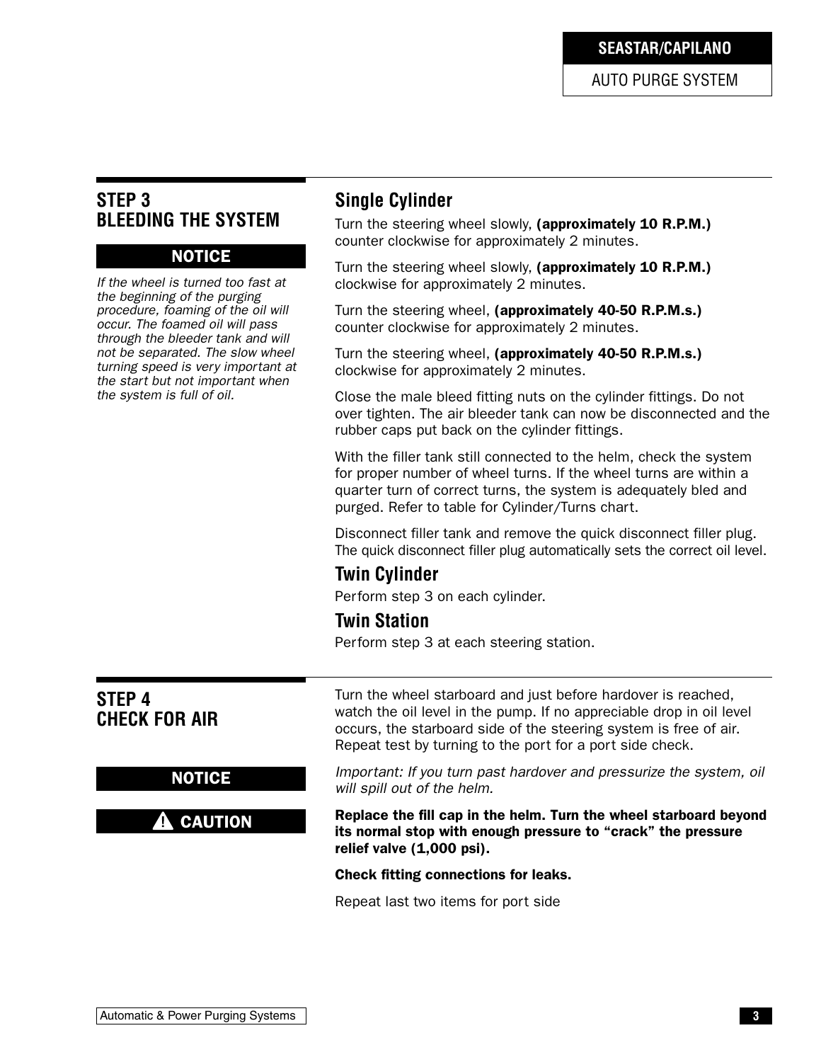## STEP 3 BLEEDING THE SYSTEM

**NOTICE**

*If the wheel is turned too fast at the beginning of the purging procedure, foaming of the oil will occur. The foamed oil will pass through the bleeder tank and will not be separated. The slow wheel turning speed is very important at the start but not important when the system is full of oil.*

### Single Cylinder

Turn the steering wheel slowly, **(approximately 10 R.P.M.)** counter clockwise for approximately 2 minutes.

Turn the steering wheel slowly, **(approximately 10 R.P.M.)** clockwise for approximately 2 minutes.

Turn the steering wheel, **(approximately 40-50 R.P.M.s.)** counter clockwise for approximately 2 minutes.

Turn the steering wheel, **(approximately 40-50 R.P.M.s.)** clockwise for approximately 2 minutes.

Close the male bleed fitting nuts on the cylinder fittings. Do not over tighten. The air bleeder tank can now be disconnected and the rubber caps put back on the cylinder fittings.

With the filler tank still connected to the helm, check the system for proper number of wheel turns. If the wheel turns are within a quarter turn of correct turns, the system is adequately bled and purged. Refer to table for Cylinder/Turns chart.

Disconnect filler tank and remove the quick disconnect filler plug. The quick disconnect filler plug automatically sets the correct oil level.

### Twin Cylinder

Perform step 3 on each cylinder.

### Twin Station

Perform step 3 at each steering station.

## STEP 4 CHECK FOR AIR

Turn the wheel starboard and just before hardover is reached, watch the oil level in the pump. If no appreciable drop in oil level occurs, the starboard side of the steering system is free of air. Repeat test by turning to the port for a port side check.

**NOTICE**

*Important: If you turn past hardover and pressurize the system, oil will spill out of the helm.*

**⚠ CAUTION**

**Replace the fill cap in the helm. Turn the wheel starboard beyond its normal stop with enough pressure to “crack” the pressure relief valve (1,000 psi).**

**Check fitting connections for leaks.**

Repeat last two items for port side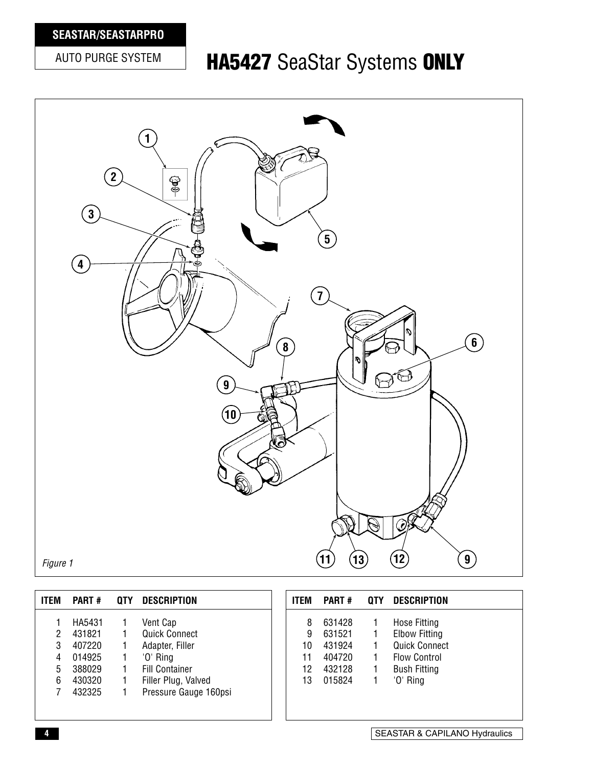## HA5427 SeaStar Systems ONLY

*Figure 1*

| ITEM | PART # | QTY | DESCRIPTION |
|---|---|---|---|
| 1 | HA5431 | 1 | Vent Cap |
| 2 | 431821 | 1 | Quick Connect |
| 3 | 407220 | 1 | Adapter, Filler |
| 4 | 014925 | 1 | 'O' Ring |
| 5 | 388029 | 1 | Fill Container |
| 6 | 430320 | 1 | Filler Plug, Valved |
| 7 | 432325 | 1 | Pressure Gauge 160psi |

| ITEM | PART # | QTY | DESCRIPTION |
|---|---|---|---|
| 8 | 631428 | 1 | Hose Fitting |
| 9 | 631521 | 1 | Elbow Fitting |
| 10 | 431924 | 1 | Quick Connect |
| 11 | 404720 | 1 | Flow Control |
| 12 | 432128 | 1 | Bush Fitting |
| 13 | 015824 | 1 | 'O' Ring |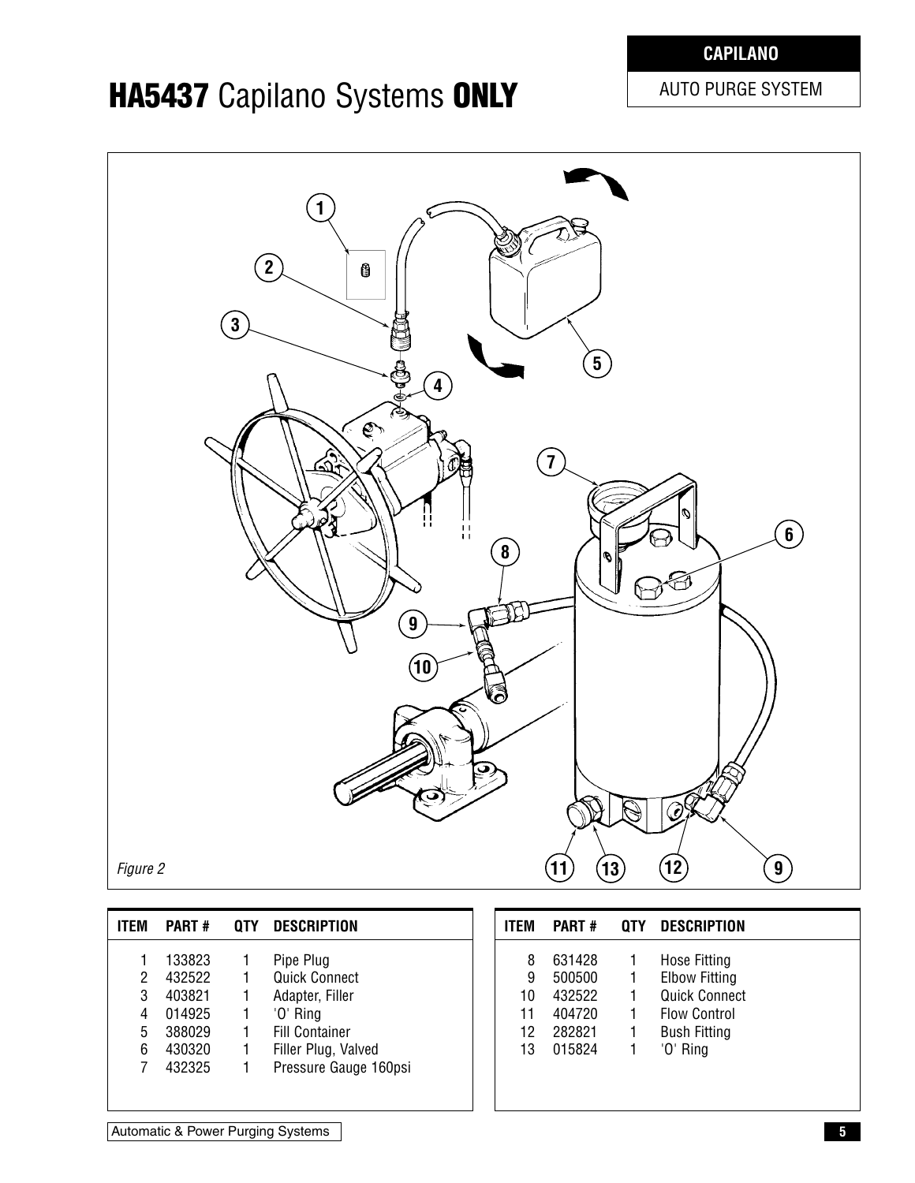# HA5437 Capilano Systems ONLY

**CAPILANO**

AUTO PURGE SYSTEM

*Figure 2*

| ITEM | PART # | QTY | DESCRIPTION |
|---|---|---|---|
| 1 | 133823 | 1 | Pipe Plug |
| 2 | 432522 | 1 | Quick Connect |
| 3 | 403821 | 1 | Adapter, Filler |
| 4 | 014925 | 1 | 'O' Ring |
| 5 | 388029 | 1 | Fill Container |
| 6 | 430320 | 1 | Filler Plug, Valved |
| 7 | 432325 | 1 | Pressure Gauge 160psi |

| ITEM | PART # | QTY | DESCRIPTION |
|---|---|---|---|
| 8 | 631428 | 1 | Hose Fitting |
| 9 | 500500 | 1 | Elbow Fitting |
| 10 | 432522 | 1 | Quick Connect |
| 11 | 404720 | 1 | Flow Control |
| 12 | 282821 | 1 | Bush Fitting |
| 13 | 015824 | 1 | 'O' Ring |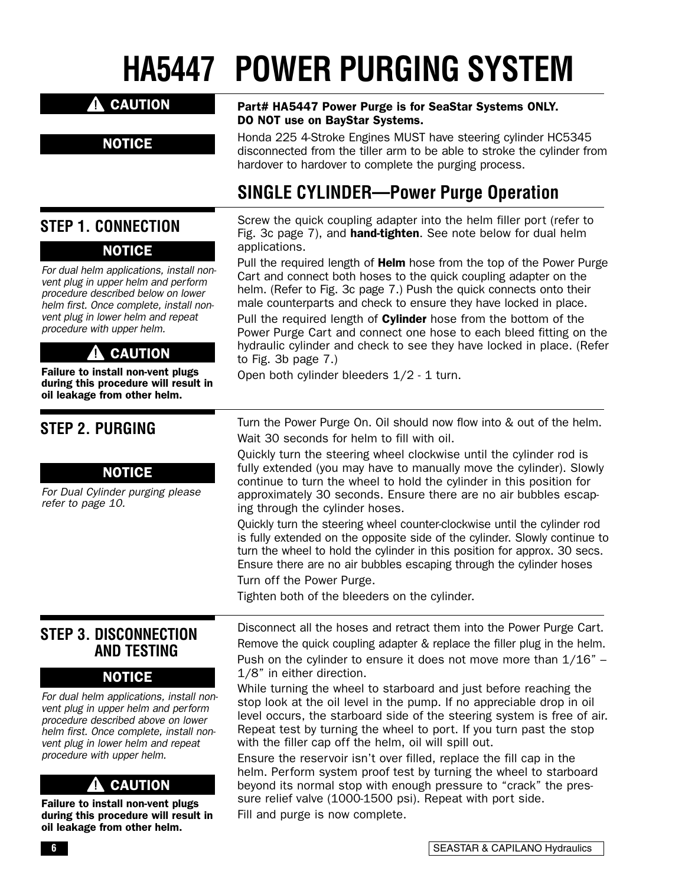# HA5447 POWER PURGING SYSTEM

**⚠ CAUTION**

**Part# HA5447 Power Purge is for SeaStar Systems ONLY. DO NOT use on BayStar Systems.**

**NOTICE**

Honda 225 4-Stroke Engines MUST have steering cylinder HC5345 disconnected from the tiller arm to be able to stroke the cylinder from hardover to hardover to complete the purging process.

## SINGLE CYLINDER—Power Purge Operation

### STEP 1. CONNECTION

**NOTICE**

*For dual helm applications, install non-vent plug in upper helm and perform procedure described below on lower helm first. Once complete, install non-vent plug in lower helm and repeat procedure with upper helm.*

**⚠ CAUTION**

**Failure to install non-vent plugs during this procedure will result in oil leakage from other helm.**

Screw the quick coupling adapter into the helm filler port (refer to Fig. 3c page 7), and **hand-tighten**. See note below for dual helm applications.

Pull the required length of **Helm** hose from the top of the Power Purge Cart and connect both hoses to the quick coupling adapter on the helm. (Refer to Fig. 3c page 7.) Push the quick connects onto their male counterparts and check to ensure they have locked in place.

Pull the required length of **Cylinder** hose from the bottom of the Power Purge Cart and connect one hose to each bleed fitting on the hydraulic cylinder and check to see they have locked in place. (Refer to Fig. 3b page 7.)

Open both cylinder bleeders 1/2 - 1 turn.

### STEP 2. PURGING

**NOTICE**

*For Dual Cylinder purging please refer to page 10.*

Turn the Power Purge On. Oil should now flow into & out of the helm.

Wait 30 seconds for helm to fill with oil.

Quickly turn the steering wheel clockwise until the cylinder rod is fully extended (you may have to manually move the cylinder). Slowly continue to turn the wheel to hold the cylinder in this position for approximately 30 seconds. Ensure there are no air bubbles escaping through the cylinder hoses.

Quickly turn the steering wheel counter-clockwise until the cylinder rod is fully extended on the opposite side of the cylinder. Slowly continue to turn the wheel to hold the cylinder in this position for approx. 30 secs. Ensure there are no air bubbles escaping through the cylinder hoses

Turn off the Power Purge.

Tighten both of the bleeders on the cylinder.

### STEP 3. DISCONNECTION AND TESTING

**NOTICE**

*For dual helm applications, install non-vent plug in upper helm and perform procedure described above on lower helm first. Once complete, install non-vent plug in lower helm and repeat procedure with upper helm.*

**⚠ CAUTION**

**Failure to install non-vent plugs during this procedure will result in oil leakage from other helm.**

Disconnect all the hoses and retract them into the Power Purge Cart.

Remove the quick coupling adapter & replace the filler plug in the helm.

Push on the cylinder to ensure it does not move more than 1/16" – 1/8" in either direction.

While turning the wheel to starboard and just before reaching the stop look at the oil level in the pump. If no appreciable drop in oil level occurs, the starboard side of the steering system is free of air. Repeat test by turning the wheel to port. If you turn past the stop with the filler cap off the helm, oil will spill out.

Ensure the reservoir isn't over filled, replace the fill cap in the helm. Perform system proof test by turning the wheel to starboard beyond its normal stop with enough pressure to "crack" the pressure relief valve (1000-1500 psi). Repeat with port side.

Fill and purge is now complete.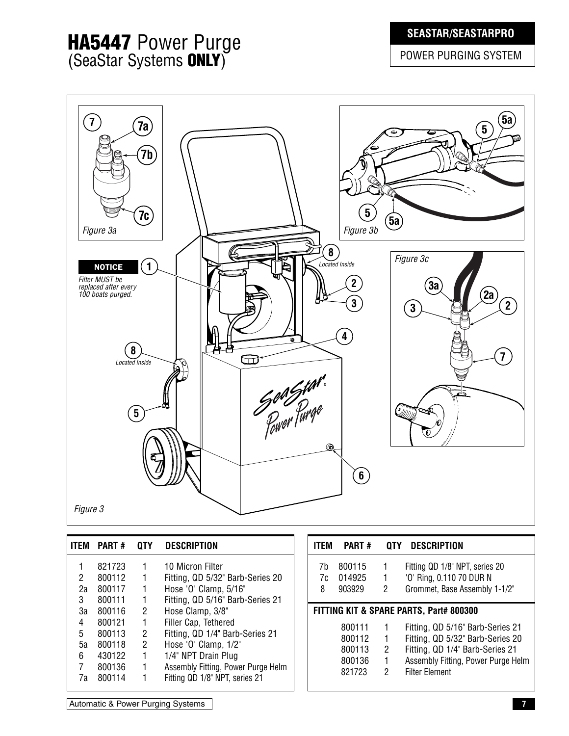# HA5447 Power Purge (SeaStar Systems **ONLY**)

**SEASTAR/SEASTARPRO**

POWER PURGING SYSTEM

**NOTICE**

*Filter MUST be replaced after every 100 boats purged.*

*Figure 3a*

*Figure 3b*

*Figure 3c*

*Figure 3*

| ITEM | PART # | QTY | DESCRIPTION |
|---|---|---|---|
| 1 | 821723 | 1 | 10 Micron Filter |
| 2 | 800112 | 1 | Fitting, QD 5/32" Barb-Series 20 |
| 2a | 800117 | 1 | Hose 'O' Clamp, 5/16" |
| 3 | 800111 | 1 | Fitting, QD 5/16" Barb-Series 21 |
| 3a | 800116 | 2 | Hose Clamp, 3/8" |
| 4 | 800121 | 1 | Filler Cap, Tethered |
| 5 | 800113 | 2 | Fitting, QD 1/4" Barb-Series 21 |
| 5a | 800118 | 2 | Hose 'O' Clamp, 1/2" |
| 6 | 430122 | 1 | 1/4" NPT Drain Plug |
| 7 | 800136 | 1 | Assembly Fitting, Power Purge Helm |
| 7a | 800114 | 1 | Fitting QD 1/8" NPT, series 21 |
| 7b | 800115 | 1 | Fitting QD 1/8" NPT, series 20 |
| 7c | 014925 | 1 | 'O' Ring, 0.110 70 DUR N |
| 8 | 903929 | 2 | Grommet, Base Assembly 1-1/2" |

**FITTING KIT & SPARE PARTS, Part# 800300**

| PART # | QTY | DESCRIPTION |
|---|---|---|
| 800111 | 1 | Fitting, QD 5/16" Barb-Series 21 |
| 800112 | 1 | Fitting, QD 5/32" Barb-Series 20 |
| 800113 | 2 | Fitting, QD 1/4" Barb-Series 21 |
| 800136 | 1 | Assembly Fitting, Power Purge Helm |
| 821723 | 2 | Filter Element |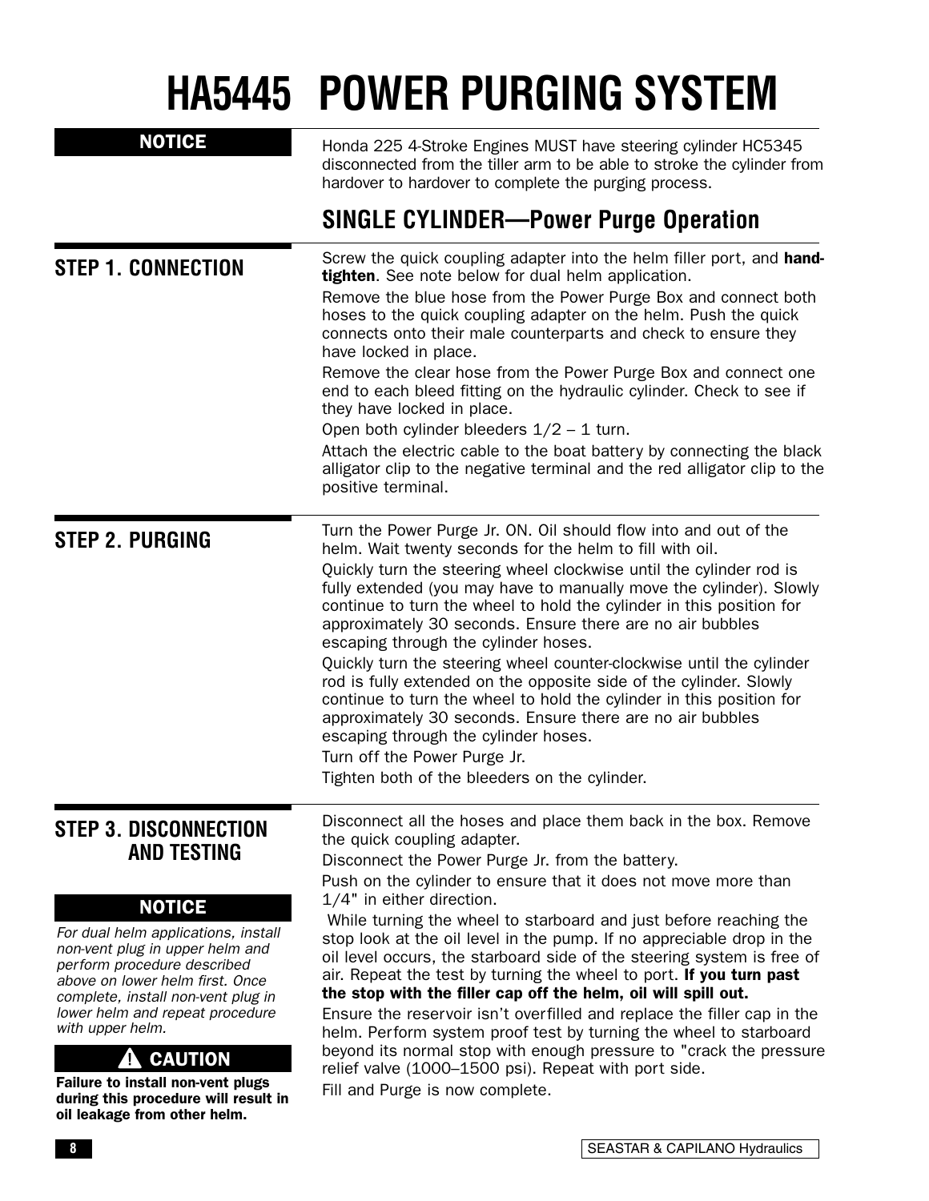# HA5445 POWER PURGING SYSTEM

**NOTICE**

Honda 225 4-Stroke Engines MUST have steering cylinder HC5345 disconnected from the tiller arm to be able to stroke the cylinder from hardover to hardover to complete the purging process.

## SINGLE CYLINDER—Power Purge Operation

### STEP 1. CONNECTION

Screw the quick coupling adapter into the helm filler port, and **hand-tighten**. See note below for dual helm application.

Remove the blue hose from the Power Purge Box and connect both hoses to the quick coupling adapter on the helm. Push the quick connects onto their male counterparts and check to ensure they have locked in place.

Remove the clear hose from the Power Purge Box and connect one end to each bleed fitting on the hydraulic cylinder. Check to see if they have locked in place.

Open both cylinder bleeders 1/2 – 1 turn.

Attach the electric cable to the boat battery by connecting the black alligator clip to the negative terminal and the red alligator clip to the positive terminal.

### STEP 2. PURGING

Turn the Power Purge Jr. ON. Oil should flow into and out of the helm. Wait twenty seconds for the helm to fill with oil.

Quickly turn the steering wheel clockwise until the cylinder rod is fully extended (you may have to manually move the cylinder). Slowly continue to turn the wheel to hold the cylinder in this position for approximately 30 seconds. Ensure there are no air bubbles escaping through the cylinder hoses.

Quickly turn the steering wheel counter-clockwise until the cylinder rod is fully extended on the opposite side of the cylinder. Slowly continue to turn the wheel to hold the cylinder in this position for approximately 30 seconds. Ensure there are no air bubbles escaping through the cylinder hoses.

Turn off the Power Purge Jr.

Tighten both of the bleeders on the cylinder.

### STEP 3. DISCONNECTION AND TESTING

Disconnect all the hoses and place them back in the box. Remove the quick coupling adapter.

Disconnect the Power Purge Jr. from the battery.

Push on the cylinder to ensure that it does not move more than 1/4" in either direction.

While turning the wheel to starboard and just before reaching the stop look at the oil level in the pump. If no appreciable drop in the oil level occurs, the starboard side of the steering system is free of air. Repeat the test by turning the wheel to port. **If you turn past the stop with the filler cap off the helm, oil will spill out.**

Ensure the reservoir isn't overfilled and replace the filler cap in the helm. Perform system proof test by turning the wheel to starboard beyond its normal stop with enough pressure to "crack the pressure relief valve (1000–1500 psi). Repeat with port side.

Fill and Purge is now complete.

**NOTICE**

*For dual helm applications, install non-vent plug in upper helm and perform procedure described above on lower helm first. Once complete, install non-vent plug in lower helm and repeat procedure with upper helm.*

**⚠ CAUTION**

**Failure to install non-vent plugs during this procedure will result in oil leakage from other helm.**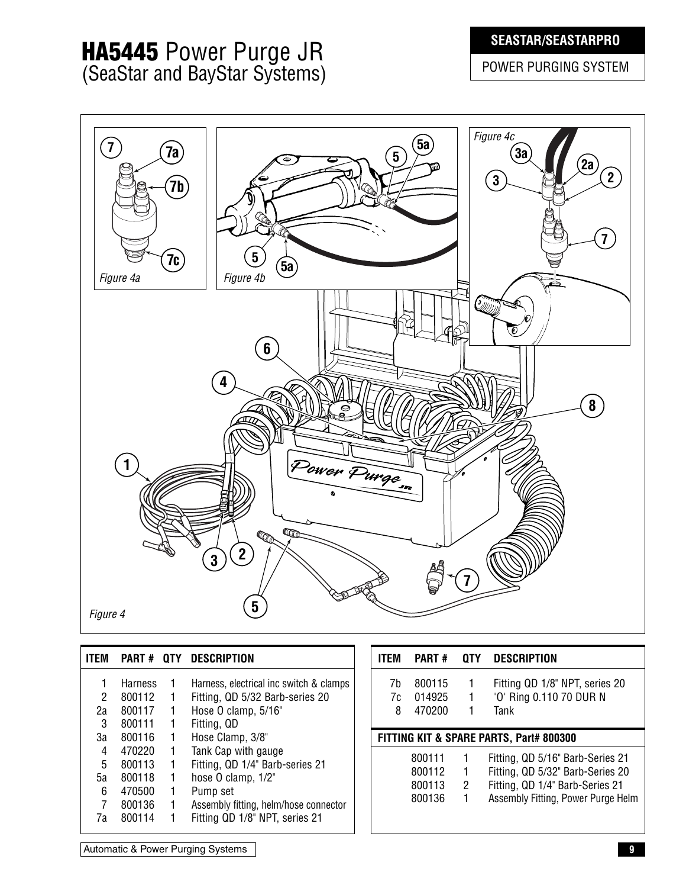# HA5445 Power Purge JR (SeaStar and BayStar Systems)

**SEASTAR/SEASTARPRO**

POWER PURGING SYSTEM

*Figure 4a*

*Figure 4b*

*Figure 4c*

*Figure 4*

| ITEM | PART # | QTY | DESCRIPTION |
|---|---|---|---|
| 1 | Harness | 1 | Harness, electrical inc switch & clamps |
| 2 | 800112 | 1 | Fitting, QD 5/32 Barb-series 20 |
| 2a | 800117 | 1 | Hose O clamp, 5/16" |
| 3 | 800111 | 1 | Fitting, QD |
| 3a | 800116 | 1 | Hose Clamp, 3/8" |
| 4 | 470220 | 1 | Tank Cap with gauge |
| 5 | 800113 | 1 | Fitting, QD 1/4" Barb-series 21 |
| 5a | 800118 | 1 | hose O clamp, 1/2" |
| 6 | 470500 | 1 | Pump set |
| 7 | 800136 | 1 | Assembly fitting, helm/hose connector |
| 7a | 800114 | 1 | Fitting QD 1/8" NPT, series 21 |
| 7b | 800115 | 1 | Fitting QD 1/8" NPT, series 20 |
| 7c | 014925 | 1 | 'O' Ring 0.110 70 DUR N |
| 8 | 470200 | 1 | Tank |

**FITTING KIT & SPARE PARTS, Part# 800300**

| PART # | QTY | DESCRIPTION |
|---|---|---|
| 800111 | 1 | Fitting, QD 5/16" Barb-Series 21 |
| 800112 | 1 | Fitting, QD 5/32" Barb-Series 20 |
| 800113 | 2 | Fitting, QD 1/4" Barb-Series 21 |
| 800136 | 1 | Assembly Fitting, Power Purge Helm |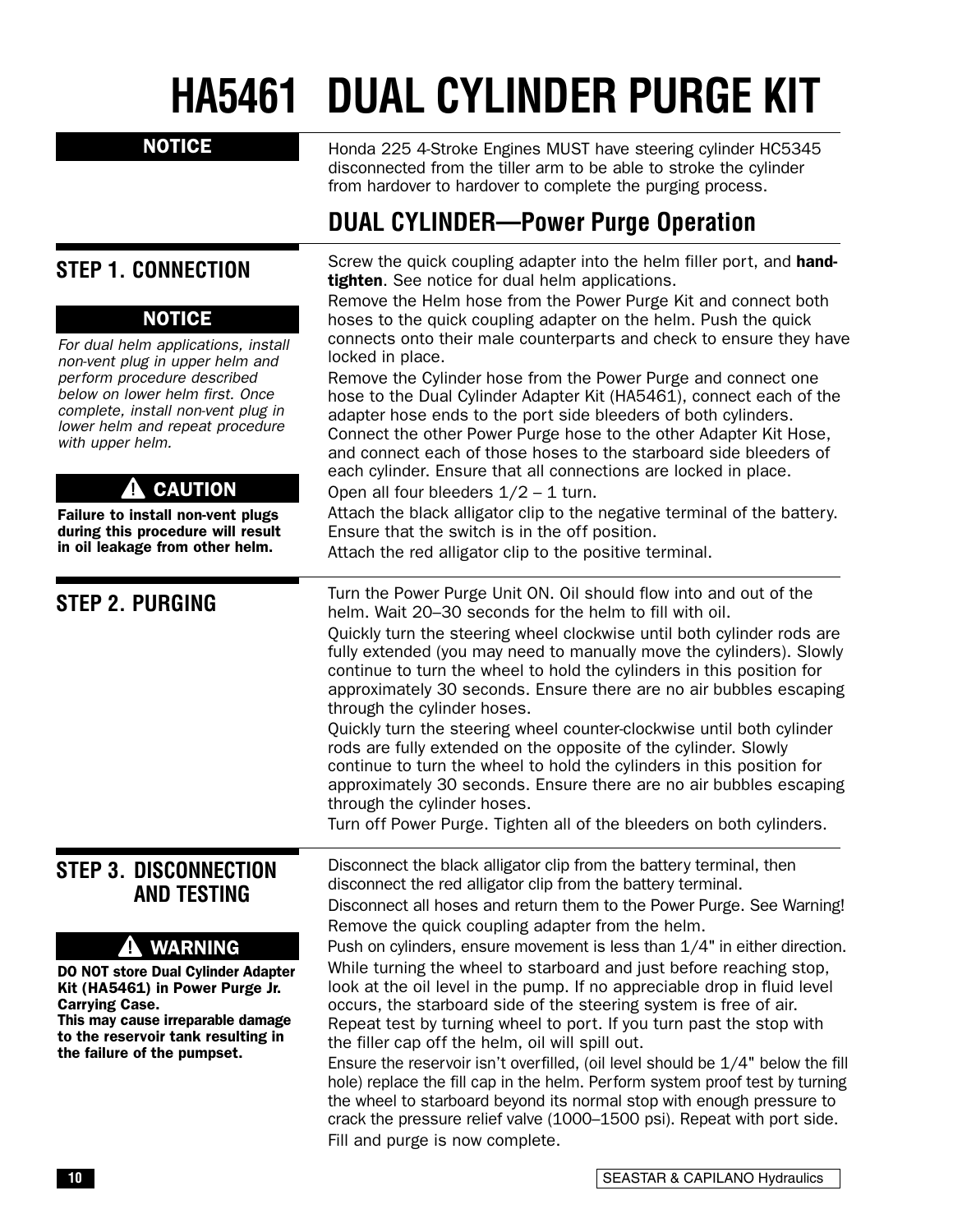# HA5461 DUAL CYLINDER PURGE KIT

**NOTICE**

Honda 225 4-Stroke Engines MUST have steering cylinder HC5345 disconnected from the tiller arm to be able to stroke the cylinder from hardover to hardover to complete the purging process.

## DUAL CYLINDER—Power Purge Operation

### STEP 1. CONNECTION

**NOTICE**

*For dual helm applications, install non-vent plug in upper helm and perform procedure described below on lower helm first. Once complete, install non-vent plug in lower helm and repeat procedure with upper helm.*

**⚠ CAUTION**

**Failure to install non-vent plugs during this procedure will result in oil leakage from other helm.**

Screw the quick coupling adapter into the helm filler port, and **hand-tighten**. See notice for dual helm applications.

Remove the Helm hose from the Power Purge Kit and connect both hoses to the quick coupling adapter on the helm. Push the quick connects onto their male counterparts and check to ensure they have locked in place.

Remove the Cylinder hose from the Power Purge and connect one hose to the Dual Cylinder Adapter Kit (HA5461), connect each of the adapter hose ends to the port side bleeders of both cylinders. Connect the other Power Purge hose to the other Adapter Kit Hose, and connect each of those hoses to the starboard side bleeders of each cylinder. Ensure that all connections are locked in place.

Open all four bleeders 1/2 – 1 turn.

Attach the black alligator clip to the negative terminal of the battery. Ensure that the switch is in the off position.

Attach the red alligator clip to the positive terminal.

### STEP 2. PURGING

Turn the Power Purge Unit ON. Oil should flow into and out of the helm. Wait 20–30 seconds for the helm to fill with oil.

Quickly turn the steering wheel clockwise until both cylinder rods are fully extended (you may need to manually move the cylinders). Slowly continue to turn the wheel to hold the cylinders in this position for approximately 30 seconds. Ensure there are no air bubbles escaping through the cylinder hoses.

Quickly turn the steering wheel counter-clockwise until both cylinder rods are fully extended on the opposite of the cylinder. Slowly continue to turn the wheel to hold the cylinders in this position for approximately 30 seconds. Ensure there are no air bubbles escaping through the cylinder hoses.

Turn off Power Purge. Tighten all of the bleeders on both cylinders.

### STEP 3. DISCONNECTION AND TESTING

**⚠ WARNING**

**DO NOT store Dual Cylinder Adapter Kit (HA5461) in Power Purge Jr. Carrying Case.**
**This may cause irreparable damage to the reservoir tank resulting in the failure of the pumpset.**

Disconnect the black alligator clip from the battery terminal, then disconnect the red alligator clip from the battery terminal.

Disconnect all hoses and return them to the Power Purge. See Warning!

Remove the quick coupling adapter from the helm.

Push on cylinders, ensure movement is less than 1/4" in either direction.

While turning the wheel to starboard and just before reaching stop, look at the oil level in the pump. If no appreciable drop in fluid level occurs, the starboard side of the steering system is free of air. Repeat test by turning wheel to port. If you turn past the stop with the filler cap off the helm, oil will spill out.

Ensure the reservoir isn't overfilled, (oil level should be 1/4" below the fill hole) replace the fill cap in the helm. Perform system proof test by turning the wheel to starboard beyond its normal stop with enough pressure to crack the pressure relief valve (1000–1500 psi). Repeat with port side.

Fill and purge is now complete.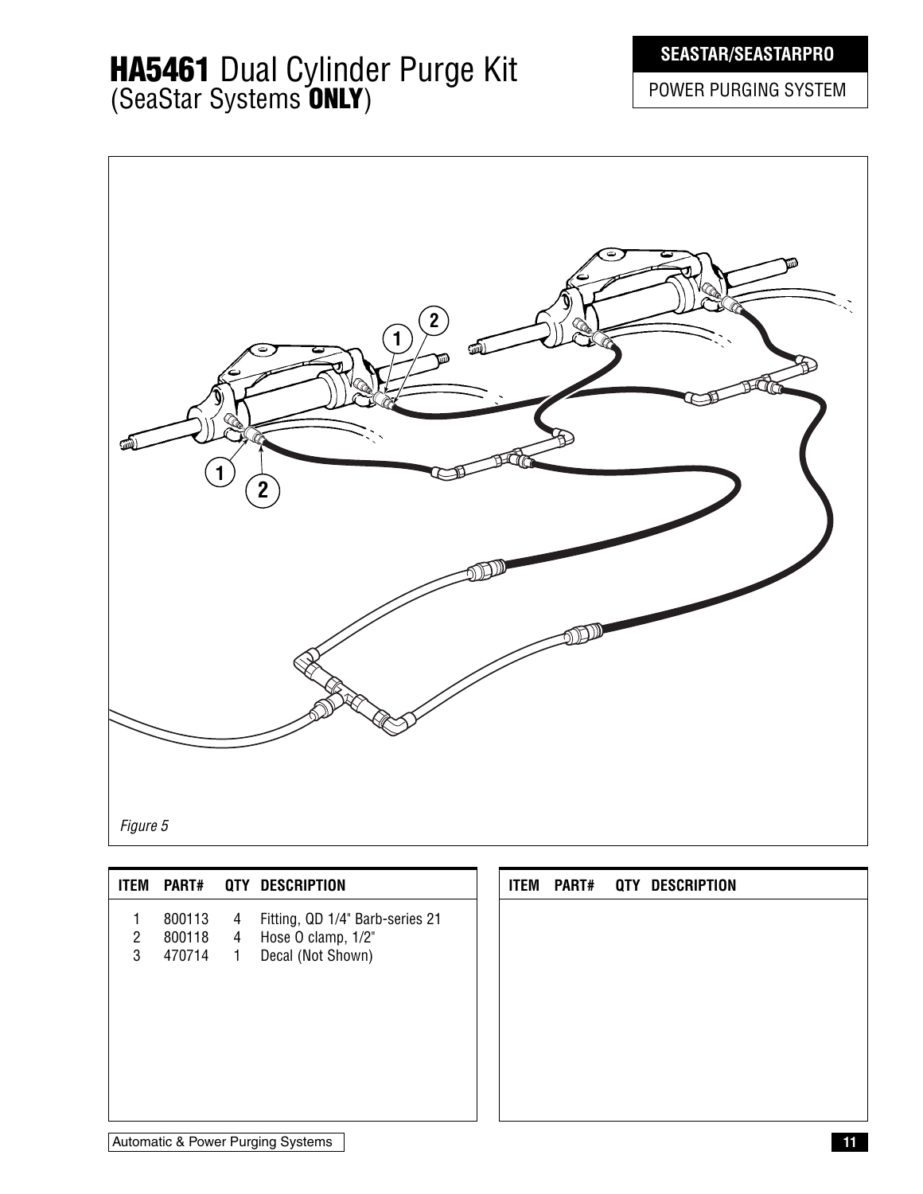# **HA5461** Dual Cylinder Purge Kit (SeaStar Systems **ONLY**)

**SEASTAR/SEASTARPRO**

POWER PURGING SYSTEM

*Figure 5*

| ITEM | PART# | QTY | DESCRIPTION |
|---|---|---|---|
| 1 | 800113 | 4 | Fitting, QD 1/4" Barb-series 21 |
| 2 | 800118 | 4 | Hose O clamp, 1/2" |
| 3 | 470714 | 1 | Decal (Not Shown) |

| ITEM | PART# | QTY | DESCRIPTION |
|---|---|---|---|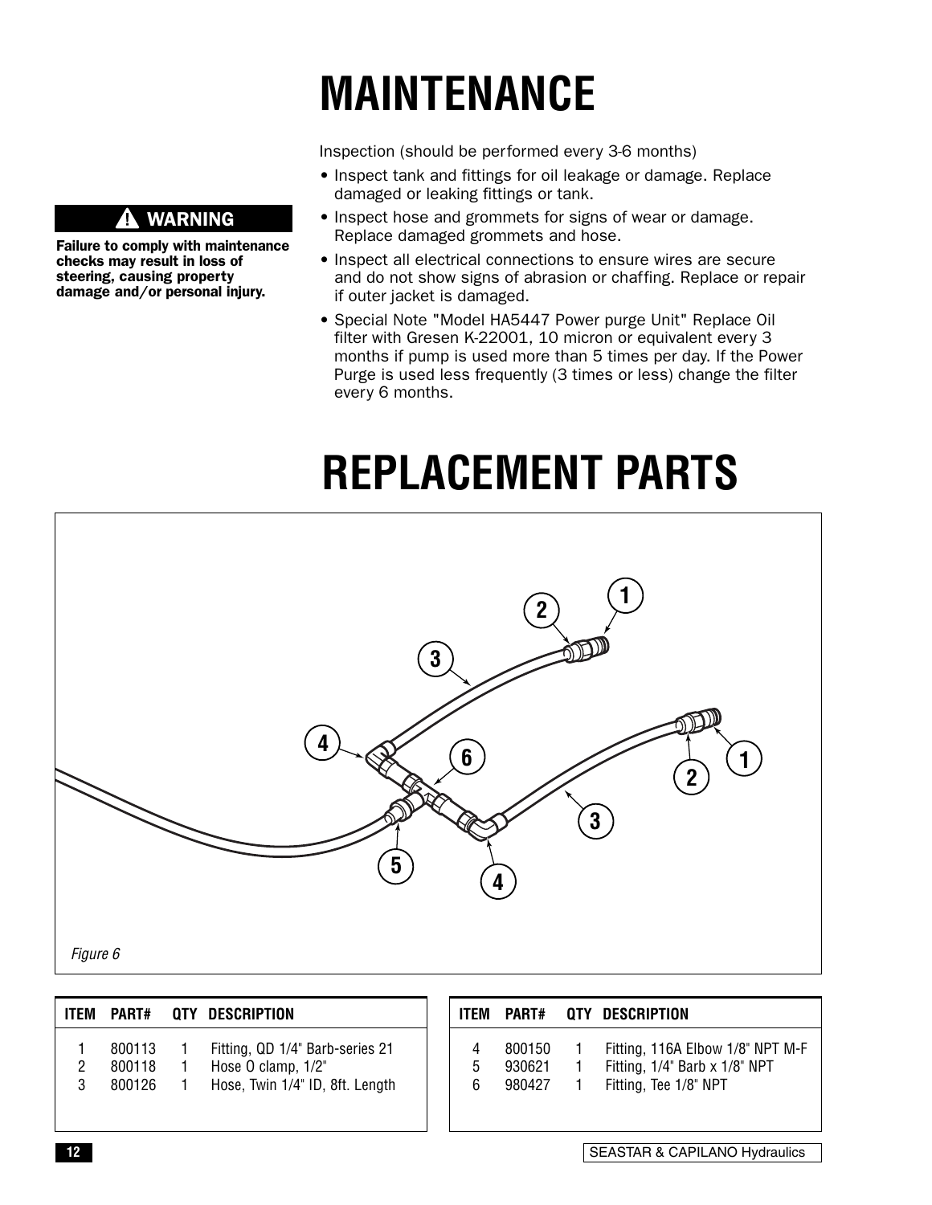# MAINTENANCE

> ⚠ **WARNING**
>
> **Failure to comply with maintenance checks may result in loss of steering, causing property damage and/or personal injury.**

Inspection (should be performed every 3-6 months)

- Inspect tank and fittings for oil leakage or damage. Replace damaged or leaking fittings or tank.
- Inspect hose and grommets for signs of wear or damage. Replace damaged grommets and hose.
- Inspect all electrical connections to ensure wires are secure and do not show signs of abrasion or chaffing. Replace or repair if outer jacket is damaged.
- Special Note "Model HA5447 Power purge Unit" Replace Oil filter with Gresen K-22001, 10 micron or equivalent every 3 months if pump is used more than 5 times per day. If the Power Purge is used less frequently (3 times or less) change the filter every 6 months.

# REPLACEMENT PARTS

*Figure 6*

| ITEM | PART# | QTY | DESCRIPTION |
|---|---|---|---|
| 1 | 800113 | 1 | Fitting, QD 1/4" Barb-series 21 |
| 2 | 800118 | 1 | Hose O clamp, 1/2" |
| 3 | 800126 | 1 | Hose, Twin 1/4" ID, 8ft. Length |
| 4 | 800150 | 1 | Fitting, 116A Elbow 1/8" NPT M-F |
| 5 | 930621 | 1 | Fitting, 1/4" Barb x 1/8" NPT |
| 6 | 980427 | 1 | Fitting, Tee 1/8" NPT |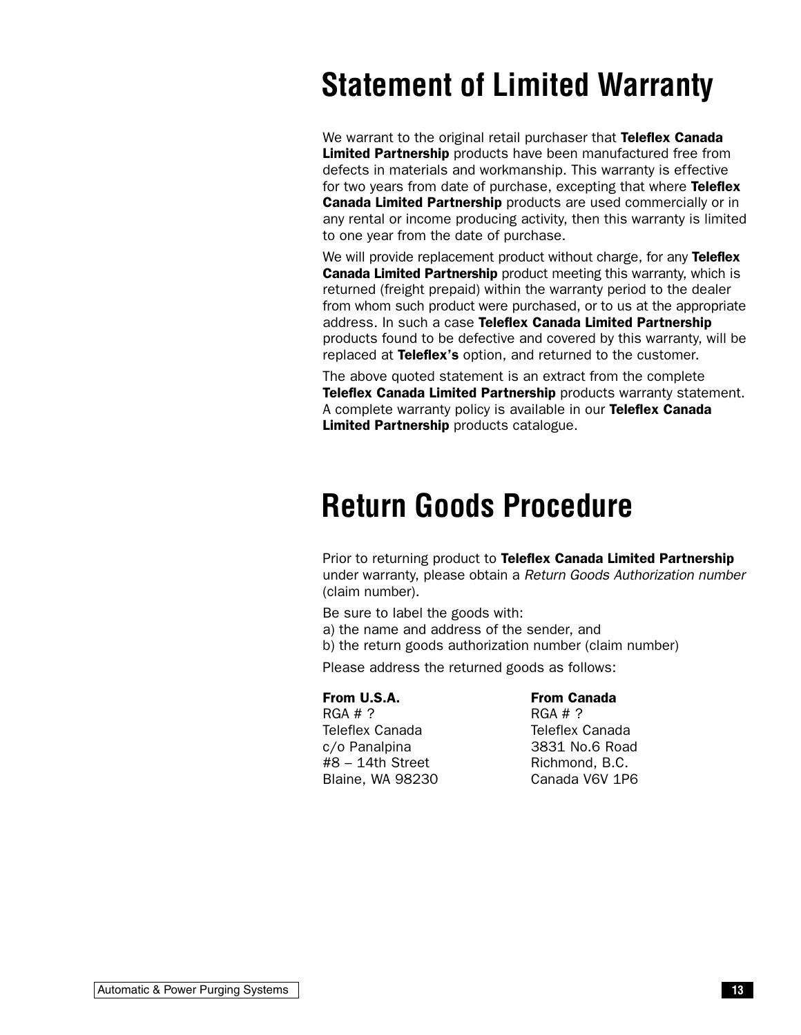# Statement of Limited Warranty

We warrant to the original retail purchaser that **Teleflex Canada Limited Partnership** products have been manufactured free from defects in materials and workmanship. This warranty is effective for two years from date of purchase, excepting that where **Teleflex Canada Limited Partnership** products are used commercially or in any rental or income producing activity, then this warranty is limited to one year from the date of purchase.

We will provide replacement product without charge, for any **Teleflex Canada Limited Partnership** product meeting this warranty, which is returned (freight prepaid) within the warranty period to the dealer from whom such product were purchased, or to us at the appropriate address. In such a case **Teleflex Canada Limited Partnership** products found to be defective and covered by this warranty, will be replaced at **Teleflex's** option, and returned to the customer.

The above quoted statement is an extract from the complete **Teleflex Canada Limited Partnership** products warranty statement. A complete warranty policy is available in our **Teleflex Canada Limited Partnership** products catalogue.

# Return Goods Procedure

Prior to returning product to **Teleflex Canada Limited Partnership** under warranty, please obtain a *Return Goods Authorization number* (claim number).

Be sure to label the goods with:
a) the name and address of the sender, and
b) the return goods authorization number (claim number)

Please address the returned goods as follows:

**From U.S.A.**
RGA # ?
Teleflex Canada
c/o Panalpina
#8 – 14th Street
Blaine, WA 98230

**From Canada**
RGA # ?
Teleflex Canada
3831 No.6 Road
Richmond, B.C.
Canada V6V 1P6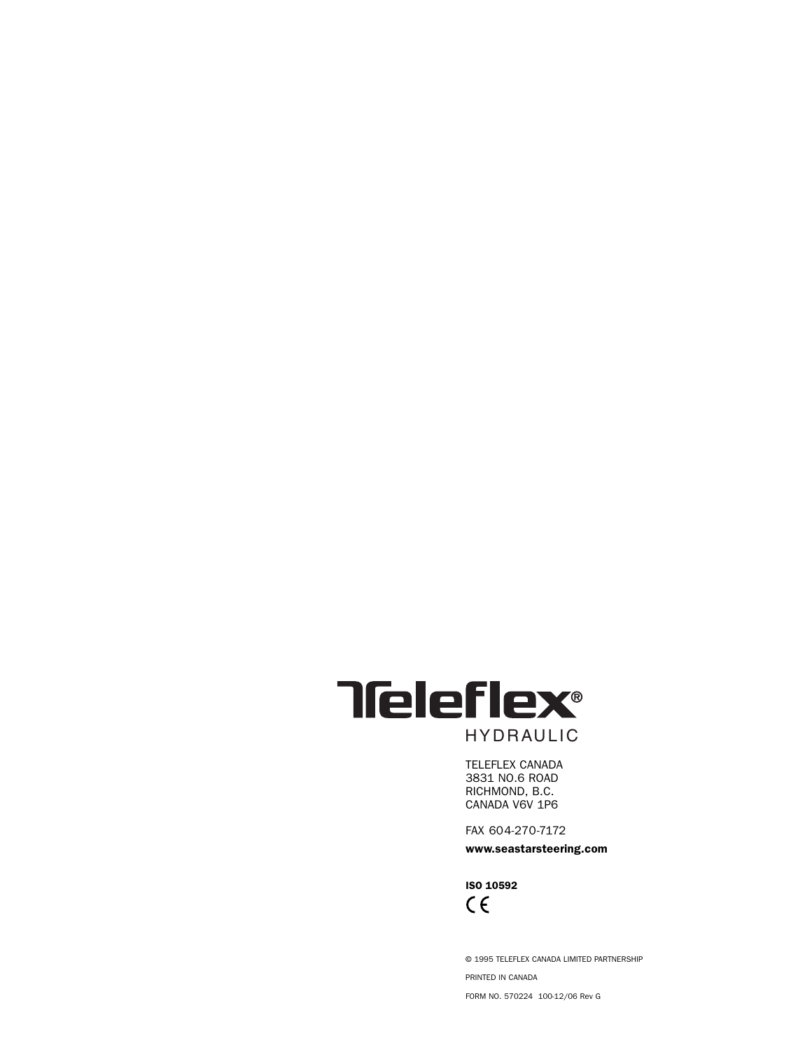Teleflex®

HYDRAULIC

TELEFLEX CANADA
3831 NO.6 ROAD
RICHMOND, B.C.
CANADA V6V 1P6

FAX 604-270-7172

**www.seastarsteering.com**

**ISO 10592**

CE

© 1995 TELEFLEX CANADA LIMITED PARTNERSHIP

PRINTED IN CANADA

FORM NO. 570224 100-12/06 Rev G